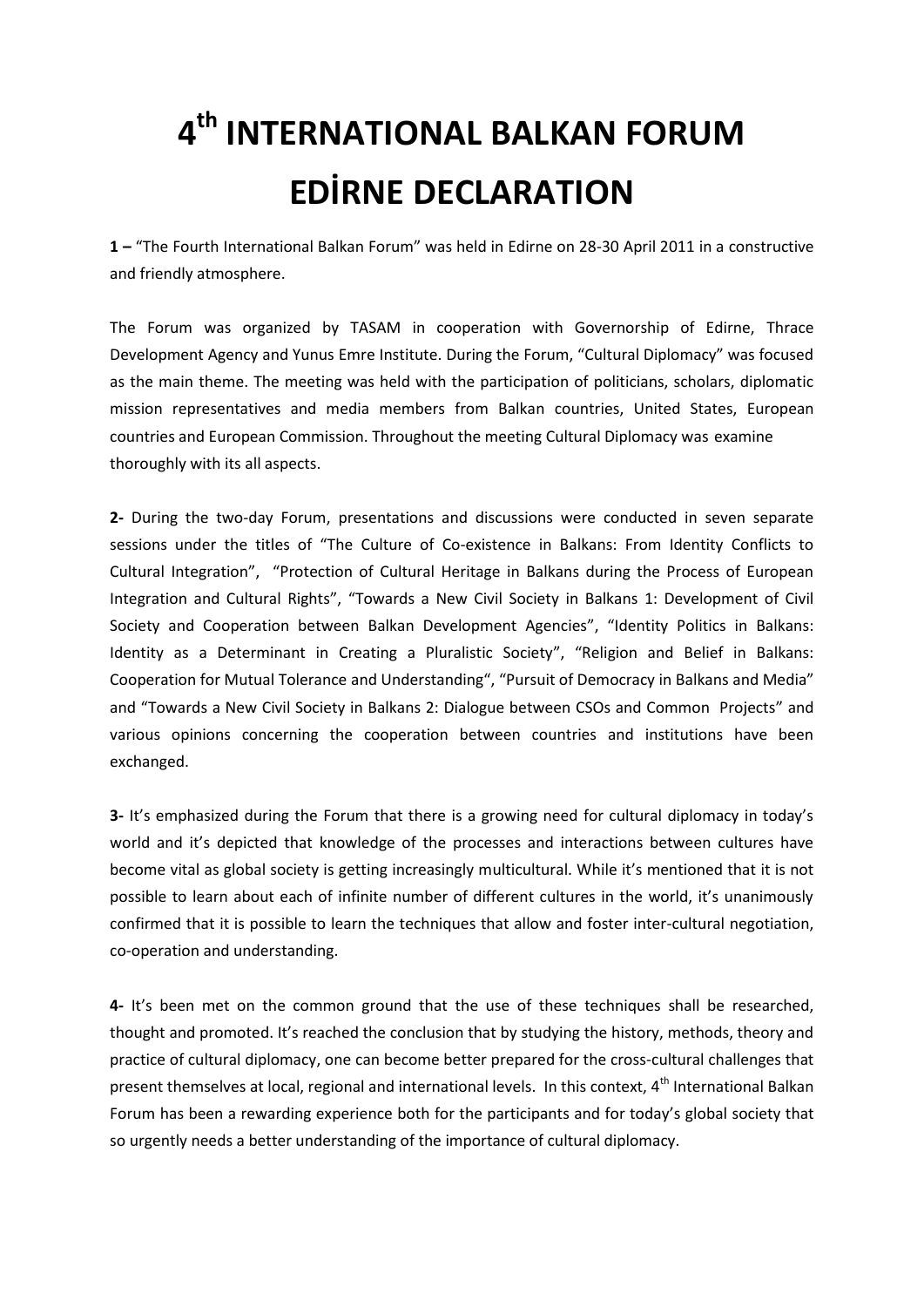# $4^{th}$ INTERNATIONAL BALKAN FORUM EDİRNE DECLARATION

**1 –** "The Fourth International Balkan Forum" was held in Edirne on 28-30 April 2011 in a constructive and friendly atmosphere.

The Forum was organized by TASAM in cooperation with Governorship of Edirne, Thrace Development Agency and Yunus Emre Institute. During the Forum, "Cultural Diplomacy" was focused as the main theme. The meeting was held with the participation of politicians, scholars, diplomatic mission representatives and media members from Balkan countries, United States, European countries and European Commission. Throughout the meeting Cultural Diplomacy was examine thoroughly with its all aspects.

**2-** During the two-day Forum, presentations and discussions were conducted in seven separate sessions under the titles of "The Culture of Co-existence in Balkans: From Identity Conflicts to Cultural Integration", "Protection of Cultural Heritage in Balkans during the Process of European Integration and Cultural Rights", "Towards a New Civil Society in Balkans 1: Development of Civil Society and Cooperation between Balkan Development Agencies", "Identity Politics in Balkans: Identity as a Determinant in Creating a Pluralistic Society", "Religion and Belief in Balkans: Cooperation for Mutual Tolerance and Understanding", "Pursuit of Democracy in Balkans and Media" and "Towards a New Civil Society in Balkans 2: Dialogue between CSOs and Common Projects" and various opinions concerning the cooperation between countries and institutions have been exchanged.

**3-** It's emphasized during the Forum that there is a growing need for cultural diplomacy in today's world and it's depicted that knowledge of the processes and interactions between cultures have become vital as global society is getting increasingly multicultural. While it's mentioned that it is not possible to learn about each of infinite number of different cultures in the world, it's unanimously confirmed that it is possible to learn the techniques that allow and foster inter-cultural negotiation, co-operation and understanding.

**4-** It's been met on the common ground that the use of these techniques shall be researched, thought and promoted. It's reached the conclusion that by studying the history, methods, theory and practice of cultural diplomacy, one can become better prepared for the cross-cultural challenges that present themselves at local, regional and international levels. In this context, $4^{th}$ International Balkan Forum has been a rewarding experience both for the participants and for today's global society that so urgently needs a better understanding of the importance of cultural diplomacy.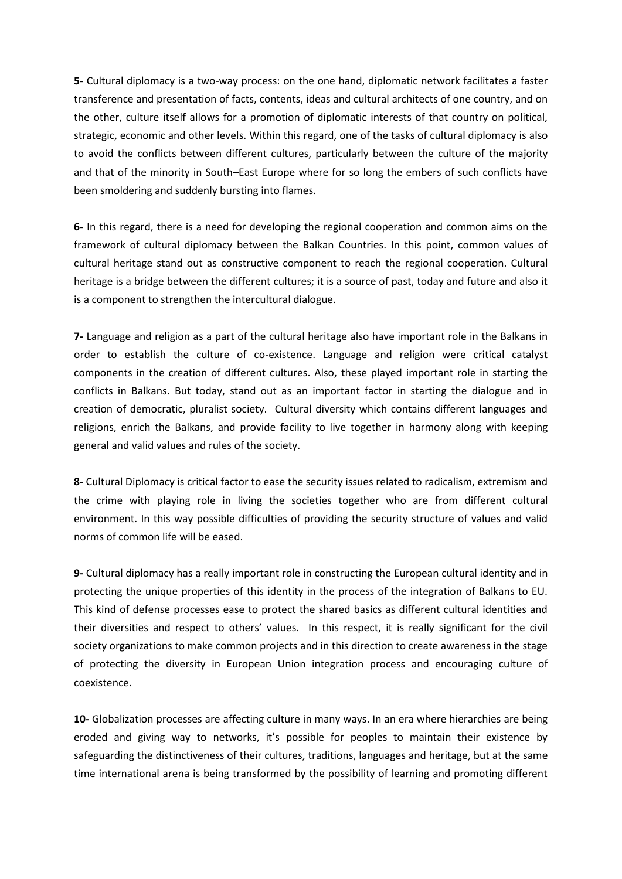**5-** Cultural diplomacy is a two-way process: on the one hand, diplomatic network facilitates a faster transference and presentation of facts, contents, ideas and cultural architects of one country, and on the other, culture itself allows for a promotion of diplomatic interests of that country on political, strategic, economic and other levels. Within this regard, one of the tasks of cultural diplomacy is also to avoid the conflicts between different cultures, particularly between the culture of the majority and that of the minority in South–East Europe where for so long the embers of such conflicts have been smoldering and suddenly bursting into flames.

**6-** In this regard, there is a need for developing the regional cooperation and common aims on the framework of cultural diplomacy between the Balkan Countries. In this point, common values of cultural heritage stand out as constructive component to reach the regional cooperation. Cultural heritage is a bridge between the different cultures; it is a source of past, today and future and also it is a component to strengthen the intercultural dialogue.

**7-** Language and religion as a part of the cultural heritage also have important role in the Balkans in order to establish the culture of co-existence. Language and religion were critical catalyst components in the creation of different cultures. Also, these played important role in starting the conflicts in Balkans. But today, stand out as an important factor in starting the dialogue and in creation of democratic, pluralist society. Cultural diversity which contains different languages and religions, enrich the Balkans, and provide facility to live together in harmony along with keeping general and valid values and rules of the society.

**8-** Cultural Diplomacy is critical factor to ease the security issues related to radicalism, extremism and the crime with playing role in living the societies together who are from different cultural environment. In this way possible difficulties of providing the security structure of values and valid norms of common life will be eased.

**9-** Cultural diplomacy has a really important role in constructing the European cultural identity and in protecting the unique properties of this identity in the process of the integration of Balkans to EU. This kind of defense processes ease to protect the shared basics as different cultural identities and their diversities and respect to others' values. In this respect, it is really significant for the civil society organizations to make common projects and in this direction to create awareness in the stage of protecting the diversity in European Union integration process and encouraging culture of coexistence.

**10-** Globalization processes are affecting culture in many ways. In an era where hierarchies are being eroded and giving way to networks, it's possible for peoples to maintain their existence by safeguarding the distinctiveness of their cultures, traditions, languages and heritage, but at the same time international arena is being transformed by the possibility of learning and promoting different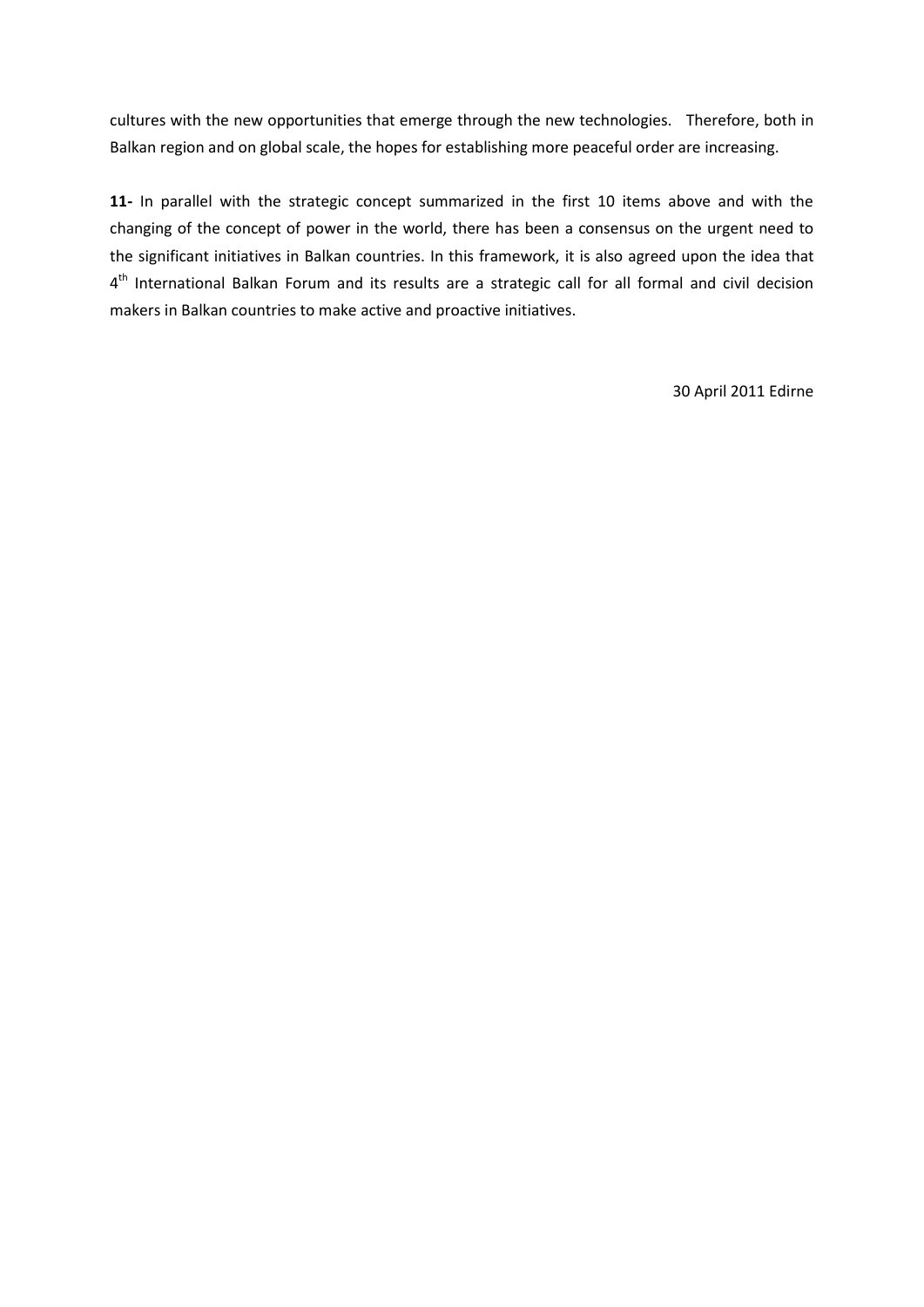cultures with the new opportunities that emerge through the new technologies. Therefore, both in Balkan region and on global scale, the hopes for establishing more peaceful order are increasing.

**11-** In parallel with the strategic concept summarized in the first 10 items above and with the changing of the concept of power in the world, there has been a consensus on the urgent need to the significant initiatives in Balkan countries. In this framework, it is also agreed upon the idea that 4th International Balkan Forum and its results are a strategic call for all formal and civil decision makers in Balkan countries to make active and proactive initiatives.

30 April 2011 Edirne